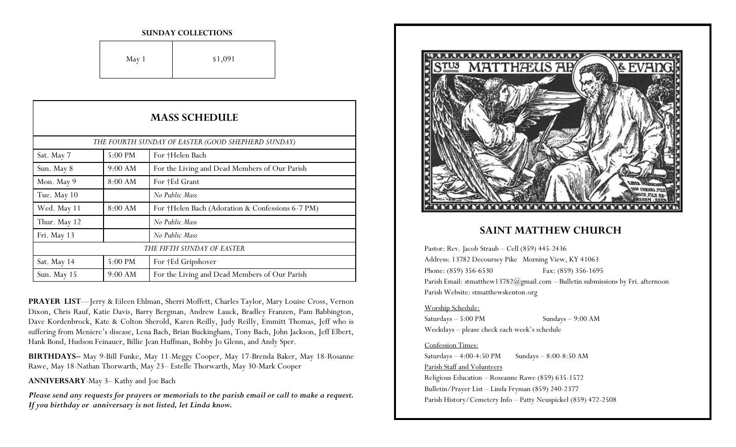**SUNDAY COLLECTIONS**

| May 1 | $1,091 |
|---|---|

## MASS SCHEDULE

| | | |
|---|---|---|
| *THE FOURTH SUNDAY OF EASTER (GOOD SHEPHERD SUNDAY)* | | |
| Sat. May 7 | 5:00 PM | For †Helen Bach |
| Sun. May 8 | 9:00 AM | For the Living and Dead Members of Our Parish |
| Mon. May 9 | 8:00 AM | For †Ed Grant |
| Tue. May 10 | | *No Public Mass* |
| Wed. May 11 | 8:00 AM | For †Helen Bach (Adoration & Confessions 6-7 PM) |
| Thur. May 12 | | *No Public Mass* |
| Fri. May 13 | | *No Public Mass* |
| *THE FIFTH SUNDAY OF EASTER* | | |
| Sat. May 14 | 5:00 PM | For †Ed Gripshover |
| Sun. May 15 | 9:00 AM | For the Living and Dead Members of Our Parish |

**PRAYER LIST**—Jerry & Eileen Ehlman, Sherri Moffett, Charles Taylor, Mary Louise Cross, Vernon Dixon, Chris Rauf, Katie Davis, Barry Bergman, Andrew Lauck, Bradley Franzen, Pam Babbington, Dave Kordenbrock, Kate & Colton Sherold, Karen Reilly, Judy Reilly, Emmitt Thomas, Jeff who is suffering from Meniere's disease, Lena Bach, Brian Buckingham, Tony Bach, John Jackson, Jeff Elbert, Hank Bond, Hudson Feinauer, Billie Jean Huffman, Bobby Jo Glenn, and Andy Sper.

**BIRTHDAYS–** May 9-Bill Funke, May 11-Meggy Cooper, May 17-Brenda Baker, May 18-Rosanne Rawe, May 18-Nathan Thorwarth, May 23– Estelle Thorwarth, May 30-Mark Cooper

**ANNIVERSARY**-May 3– Kathy and Joe Bach

***Please send any requests for prayers or memorials to the parish email or call to make a request. If you birthday or anniversary is not listed, let Linda know.***

## SAINT MATTHEW CHURCH

Pastor: Rev. Jacob Straub – Cell (859) 445-2436

Address: 13782 Decoursey Pike Morning View, KY 41063

Phone: (859) 356-6530 Fax: (859) 356-1695

Parish Email: stmatthew13782@gmail.com – Bulletin submissions by Fri. afternoon

Parish Website: stmatthewskenton.org

Worship Schedule:

Saturdays – 5:00 PM Sundays – 9:00 AM

Weekdays – please check each week's schedule

Confession Times:

Saturdays – 4:00-4:50 PM Sundays – 8:00-8:50 AM

Parish Staff and Volunteers

Religious Education – Roseanne Rawe (859) 635-1572

Bulletin/Prayer List – Linda Fryman (859) 240-2377

Parish History/Cemetery Info – Patty Neuspickel (859) 472-2508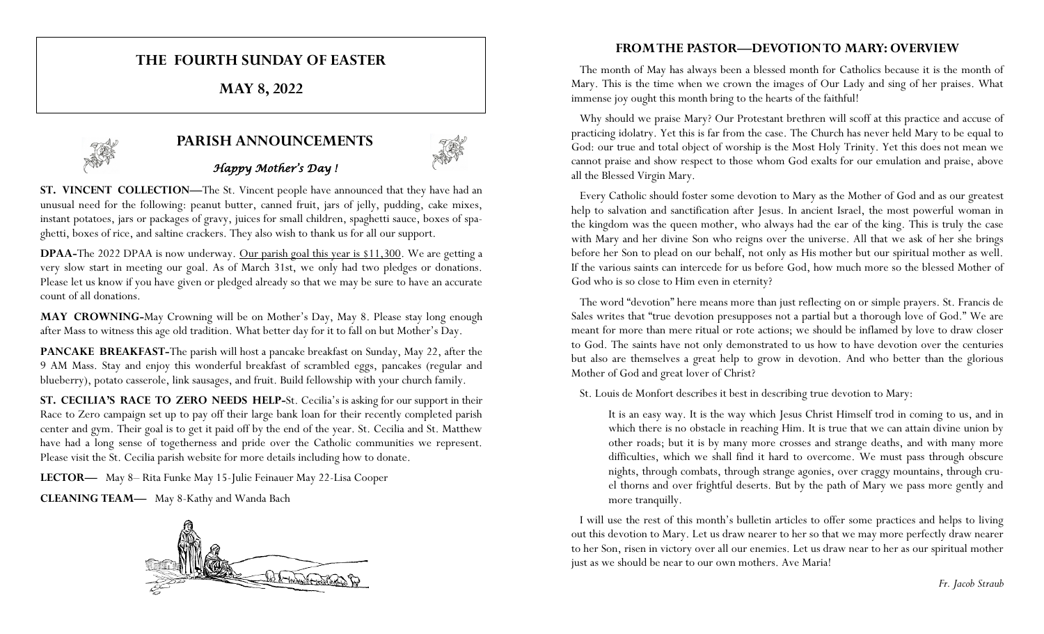# THE FOURTH SUNDAY OF EASTER

## MAY 8, 2022

## PARISH ANNOUNCEMENTS

*Happy Mother's Day !*

**ST. VINCENT COLLECTION—**The St. Vincent people have announced that they have had an unusual need for the following: peanut butter, canned fruit, jars of jelly, pudding, cake mixes, instant potatoes, jars or packages of gravy, juices for small children, spaghetti sauce, boxes of spaghetti, boxes of rice, and saltine crackers. They also wish to thank us for all our support.

**DPAA-**The 2022 DPAA is now underway. Our parish goal this year is $11,300. We are getting a very slow start in meeting our goal. As of March 31st, we only had two pledges or donations. Please let us know if you have given or pledged already so that we may be sure to have an accurate count of all donations.

**MAY CROWNING-**May Crowning will be on Mother's Day, May 8. Please stay long enough after Mass to witness this age old tradition. What better day for it to fall on but Mother's Day.

**PANCAKE BREAKFAST-**The parish will host a pancake breakfast on Sunday, May 22, after the 9 AM Mass. Stay and enjoy this wonderful breakfast of scrambled eggs, pancakes (regular and blueberry), potato casserole, link sausages, and fruit. Build fellowship with your church family.

**ST. CECILIA'S RACE TO ZERO NEEDS HELP-**St. Cecilia's is asking for our support in their Race to Zero campaign set up to pay off their large bank loan for their recently completed parish center and gym. Their goal is to get it paid off by the end of the year. St. Cecilia and St. Matthew have had a long sense of togetherness and pride over the Catholic communities we represent. Please visit the St. Cecilia parish website for more details including how to donate.

**LECTOR—** May 8– Rita Funke May 15-Julie Feinauer May 22-Lisa Cooper

**CLEANING TEAM—** May 8-Kathy and Wanda Bach

## FROM THE PASTOR—DEVOTION TO MARY: OVERVIEW

The month of May has always been a blessed month for Catholics because it is the month of Mary. This is the time when we crown the images of Our Lady and sing of her praises. What immense joy ought this month bring to the hearts of the faithful!

Why should we praise Mary? Our Protestant brethren will scoff at this practice and accuse of practicing idolatry. Yet this is far from the case. The Church has never held Mary to be equal to God: our true and total object of worship is the Most Holy Trinity. Yet this does not mean we cannot praise and show respect to those whom God exalts for our emulation and praise, above all the Blessed Virgin Mary.

Every Catholic should foster some devotion to Mary as the Mother of God and as our greatest help to salvation and sanctification after Jesus. In ancient Israel, the most powerful woman in the kingdom was the queen mother, who always had the ear of the king. This is truly the case with Mary and her divine Son who reigns over the universe. All that we ask of her she brings before her Son to plead on our behalf, not only as His mother but our spiritual mother as well. If the various saints can intercede for us before God, how much more so the blessed Mother of God who is so close to Him even in eternity?

The word "devotion" here means more than just reflecting on or simple prayers. St. Francis de Sales writes that "true devotion presupposes not a partial but a thorough love of God." We are meant for more than mere ritual or rote actions; we should be inflamed by love to draw closer to God. The saints have not only demonstrated to us how to have devotion over the centuries but also are themselves a great help to grow in devotion. And who better than the glorious Mother of God and great lover of Christ?

St. Louis de Monfort describes it best in describing true devotion to Mary:

> It is an easy way. It is the way which Jesus Christ Himself trod in coming to us, and in which there is no obstacle in reaching Him. It is true that we can attain divine union by other roads; but it is by many more crosses and strange deaths, and with many more difficulties, which we shall find it hard to overcome. We must pass through obscure nights, through combats, through strange agonies, over craggy mountains, through cruel thorns and over frightful deserts. But by the path of Mary we pass more gently and more tranquilly.

I will use the rest of this month's bulletin articles to offer some practices and helps to living out this devotion to Mary. Let us draw nearer to her so that we may more perfectly draw nearer to her Son, risen in victory over all our enemies. Let us draw near to her as our spiritual mother just as we should be near to our own mothers. Ave Maria!

*Fr. Jacob Straub*